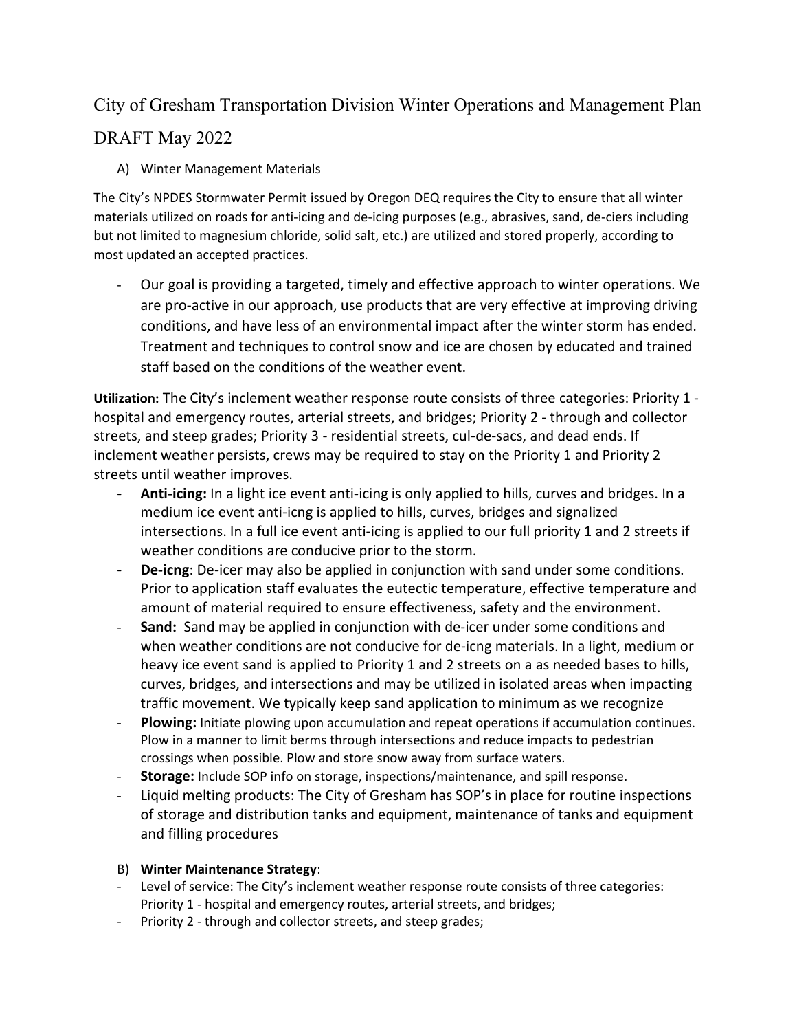# City of Gresham Transportation Division Winter Operations and Management Plan

## DRAFT May 2022

A) Winter Management Materials

The City's NPDES Stormwater Permit issued by Oregon DEQ requires the City to ensure that all winter materials utilized on roads for anti-icing and de-icing purposes (e.g., abrasives, sand, de-ciers including but not limited to magnesium chloride, solid salt, etc.) are utilized and stored properly, according to most updated an accepted practices.

- Our goal is providing a targeted, timely and effective approach to winter operations. We are pro-active in our approach, use products that are very effective at improving driving conditions, and have less of an environmental impact after the winter storm has ended. Treatment and techniques to control snow and ice are chosen by educated and trained staff based on the conditions of the weather event.

**Utilization:** The City's inclement weather response route consists of three categories: Priority 1 - hospital and emergency routes, arterial streets, and bridges; Priority 2 - through and collector streets, and steep grades; Priority 3 - residential streets, cul-de-sacs, and dead ends. If inclement weather persists, crews may be required to stay on the Priority 1 and Priority 2 streets until weather improves.

- **Anti-icing:** In a light ice event anti-icing is only applied to hills, curves and bridges. In a medium ice event anti-icng is applied to hills, curves, bridges and signalized intersections. In a full ice event anti-icing is applied to our full priority 1 and 2 streets if weather conditions are conducive prior to the storm.
- **De-icng**: De-icer may also be applied in conjunction with sand under some conditions. Prior to application staff evaluates the eutectic temperature, effective temperature and amount of material required to ensure effectiveness, safety and the environment.
- **Sand:** Sand may be applied in conjunction with de-icer under some conditions and when weather conditions are not conducive for de-icng materials. In a light, medium or heavy ice event sand is applied to Priority 1 and 2 streets on a as needed bases to hills, curves, bridges, and intersections and may be utilized in isolated areas when impacting traffic movement. We typically keep sand application to minimum as we recognize
- **Plowing:** Initiate plowing upon accumulation and repeat operations if accumulation continues. Plow in a manner to limit berms through intersections and reduce impacts to pedestrian crossings when possible. Plow and store snow away from surface waters.
- **Storage:** Include SOP info on storage, inspections/maintenance, and spill response.
- Liquid melting products: The City of Gresham has SOP's in place for routine inspections of storage and distribution tanks and equipment, maintenance of tanks and equipment and filling procedures

B) **Winter Maintenance Strategy**:

- Level of service: The City's inclement weather response route consists of three categories: Priority 1 - hospital and emergency routes, arterial streets, and bridges;
- Priority 2 - through and collector streets, and steep grades;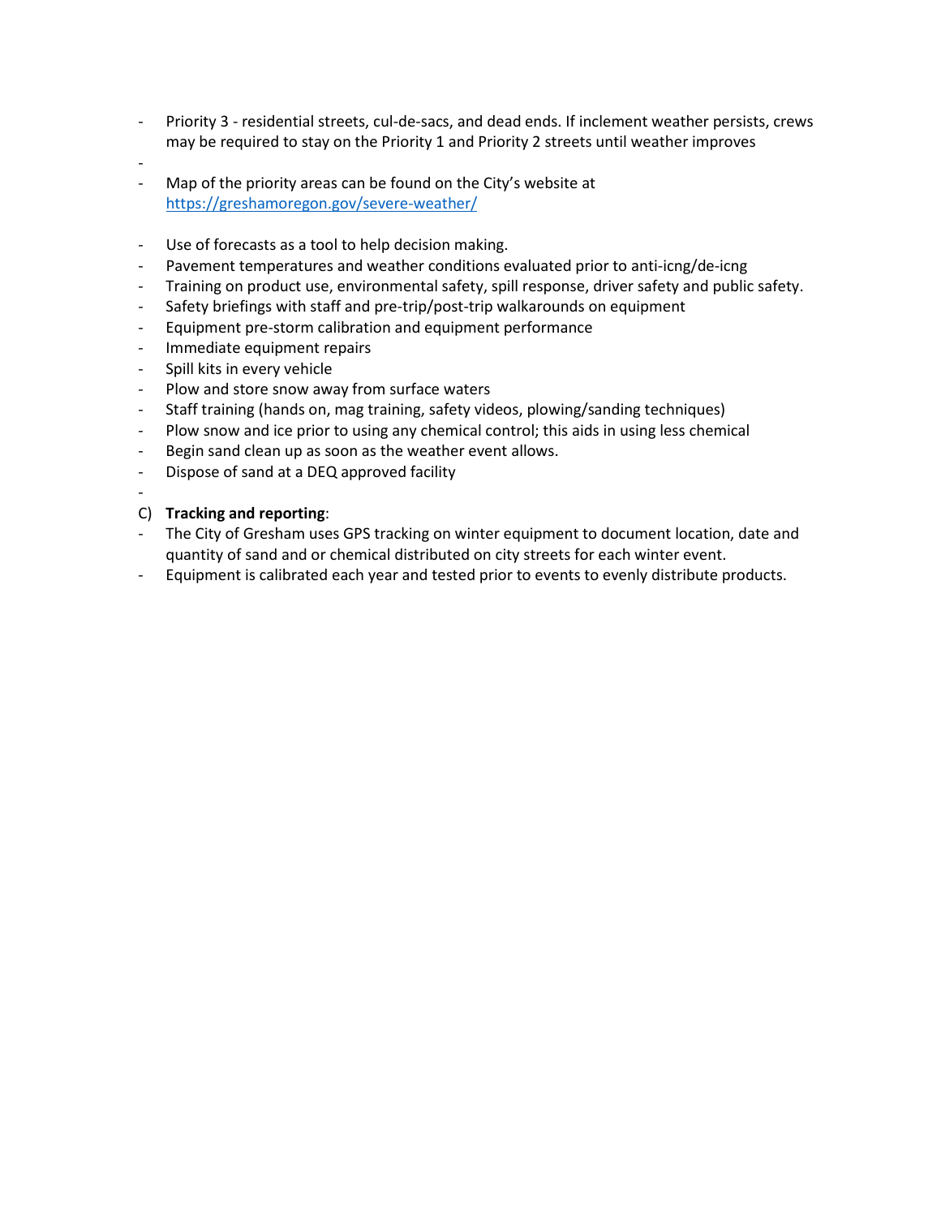- Priority 3 - residential streets, cul-de-sacs, and dead ends. If inclement weather persists, crews may be required to stay on the Priority 1 and Priority 2 streets until weather improves
- 
- Map of the priority areas can be found on the City's website at [https://greshamoregon.gov/severe-weather/](https://greshamoregon.gov/severe-weather/)

- Use of forecasts as a tool to help decision making.
- Pavement temperatures and weather conditions evaluated prior to anti-icng/de-icng
- Training on product use, environmental safety, spill response, driver safety and public safety.
- Safety briefings with staff and pre-trip/post-trip walkarounds on equipment
- Equipment pre-storm calibration and equipment performance
- Immediate equipment repairs
- Spill kits in every vehicle
- Plow and store snow away from surface waters
- Staff training (hands on, mag training, safety videos, plowing/sanding techniques)
- Plow snow and ice prior to using any chemical control; this aids in using less chemical
- Begin sand clean up as soon as the weather event allows.
- Dispose of sand at a DEQ approved facility
- 

C) **Tracking and reporting**:

- The City of Gresham uses GPS tracking on winter equipment to document location, date and quantity of sand and or chemical distributed on city streets for each winter event.
- Equipment is calibrated each year and tested prior to events to evenly distribute products.